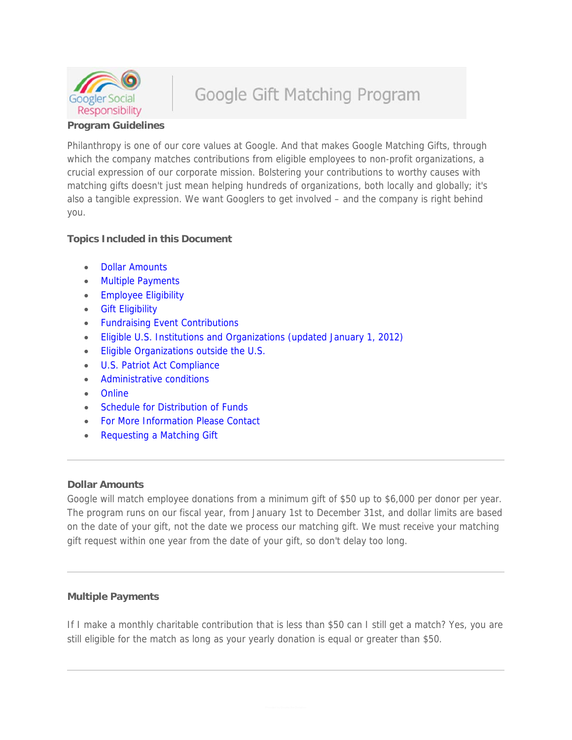# Google Gift Matching Program

Googler Social Responsibility

**Program Guidelines**

Philanthropy is one of our core values at Google. And that makes Google Matching Gifts, through which the company matches contributions from eligible employees to non-profit organizations, a crucial expression of our corporate mission. Bolstering your contributions to worthy causes with matching gifts doesn't just mean helping hundreds of organizations, both locally and globally; it's also a tangible expression. We want Googlers to get involved – and the company is right behind you.

**Topics Included in this Document**

- Dollar Amounts
- Multiple Payments
- Employee Eligibility
- Gift Eligibility
- Fundraising Event Contributions
- Eligible U.S. Institutions and Organizations (updated January 1, 2012)
- Eligible Organizations outside the U.S.
- U.S. Patriot Act Compliance
- Administrative conditions
- Online
- Schedule for Distribution of Funds
- For More Information Please Contact
- Requesting a Matching Gift

---

**Dollar Amounts**

Google will match employee donations from a minimum gift of $50 up to $6,000 per donor per year. The program runs on our fiscal year, from January 1st to December 31st, and dollar limits are based on the date of your gift, not the date we process our matching gift. We must receive your matching gift request within one year from the date of your gift, so don't delay too long.

---

**Multiple Payments**

If I make a monthly charitable contribution that is less than $50 can I still get a match? Yes, you are still eligible for the match as long as your yearly donation is equal or greater than $50.

---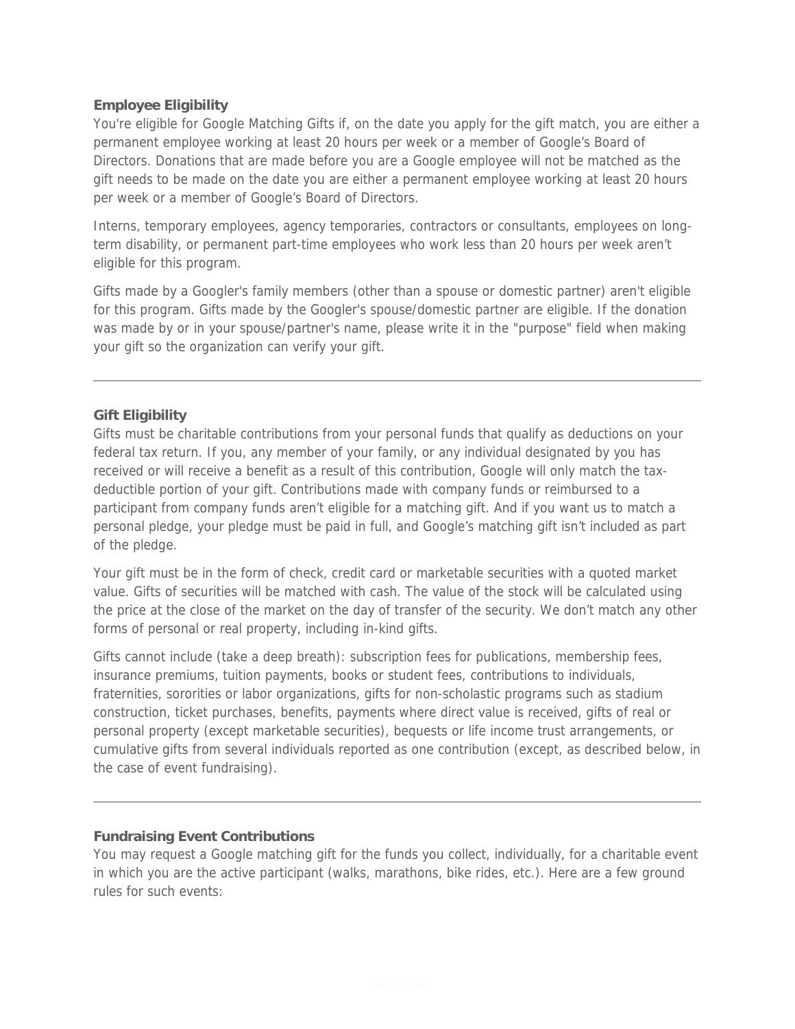### Employee Eligibility

You're eligible for Google Matching Gifts if, on the date you apply for the gift match, you are either a permanent employee working at least 20 hours per week or a member of Google's Board of Directors. Donations that are made before you are a Google employee will not be matched as the gift needs to be made on the date you are either a permanent employee working at least 20 hours per week or a member of Google's Board of Directors.

Interns, temporary employees, agency temporaries, contractors or consultants, employees on long-term disability, or permanent part-time employees who work less than 20 hours per week aren't eligible for this program.

Gifts made by a Googler's family members (other than a spouse or domestic partner) aren't eligible for this program. Gifts made by the Googler's spouse/domestic partner are eligible. If the donation was made by or in your spouse/partner's name, please write it in the "purpose" field when making your gift so the organization can verify your gift.

---

### Gift Eligibility

Gifts must be charitable contributions from your personal funds that qualify as deductions on your federal tax return. If you, any member of your family, or any individual designated by you has received or will receive a benefit as a result of this contribution, Google will only match the tax-deductible portion of your gift. Contributions made with company funds or reimbursed to a participant from company funds aren't eligible for a matching gift. And if you want us to match a personal pledge, your pledge must be paid in full, and Google's matching gift isn't included as part of the pledge.

Your gift must be in the form of check, credit card or marketable securities with a quoted market value. Gifts of securities will be matched with cash. The value of the stock will be calculated using the price at the close of the market on the day of transfer of the security. We don't match any other forms of personal or real property, including in-kind gifts.

Gifts cannot include (take a deep breath): subscription fees for publications, membership fees, insurance premiums, tuition payments, books or student fees, contributions to individuals, fraternities, sororities or labor organizations, gifts for non-scholastic programs such as stadium construction, ticket purchases, benefits, payments where direct value is received, gifts of real or personal property (except marketable securities), bequests or life income trust arrangements, or cumulative gifts from several individuals reported as one contribution (except, as described below, in the case of event fundraising).

---

### Fundraising Event Contributions

You may request a Google matching gift for the funds you collect, individually, for a charitable event in which you are the active participant (walks, marathons, bike rides, etc.). Here are a few ground rules for such events: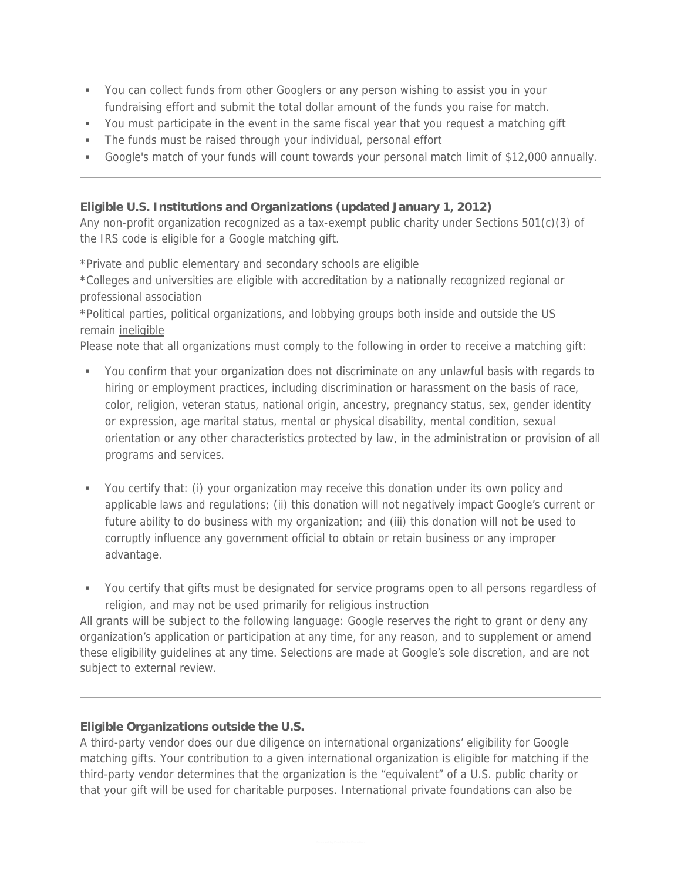- You can collect funds from other Googlers or any person wishing to assist you in your fundraising effort and submit the total dollar amount of the funds you raise for match.
- You must participate in the event in the same fiscal year that you request a matching gift
- The funds must be raised through your individual, personal effort
- Google's match of your funds will count towards your personal match limit of $12,000 annually.

---

**Eligible U.S. Institutions and Organizations (updated January 1, 2012)**

Any non-profit organization recognized as a tax-exempt public charity under Sections 501(c)(3) of the IRS code is eligible for a Google matching gift.

*Private and public elementary and secondary schools are eligible
*Colleges and universities are eligible with accreditation by a nationally recognized regional or professional association
*Political parties, political organizations, and lobbying groups both inside and outside the US remain ineligible

Please note that all organizations must comply to the following in order to receive a matching gift:

- You confirm that your organization does not discriminate on any unlawful basis with regards to hiring or employment practices, including discrimination or harassment on the basis of race, color, religion, veteran status, national origin, ancestry, pregnancy status, sex, gender identity or expression, age marital status, mental or physical disability, mental condition, sexual orientation or any other characteristics protected by law, in the administration or provision of all programs and services.

- You certify that: (i) your organization may receive this donation under its own policy and applicable laws and regulations; (ii) this donation will not negatively impact Google's current or future ability to do business with my organization; and (iii) this donation will not be used to corruptly influence any government official to obtain or retain business or any improper advantage.

- You certify that gifts must be designated for service programs open to all persons regardless of religion, and may not be used primarily for religious instruction

All grants will be subject to the following language: Google reserves the right to grant or deny any organization's application or participation at any time, for any reason, and to supplement or amend these eligibility guidelines at any time. Selections are made at Google's sole discretion, and are not subject to external review.

---

**Eligible Organizations outside the U.S.**

A third-party vendor does our due diligence on international organizations' eligibility for Google matching gifts. Your contribution to a given international organization is eligible for matching if the third-party vendor determines that the organization is the "equivalent" of a U.S. public charity or that your gift will be used for charitable purposes. International private foundations can also be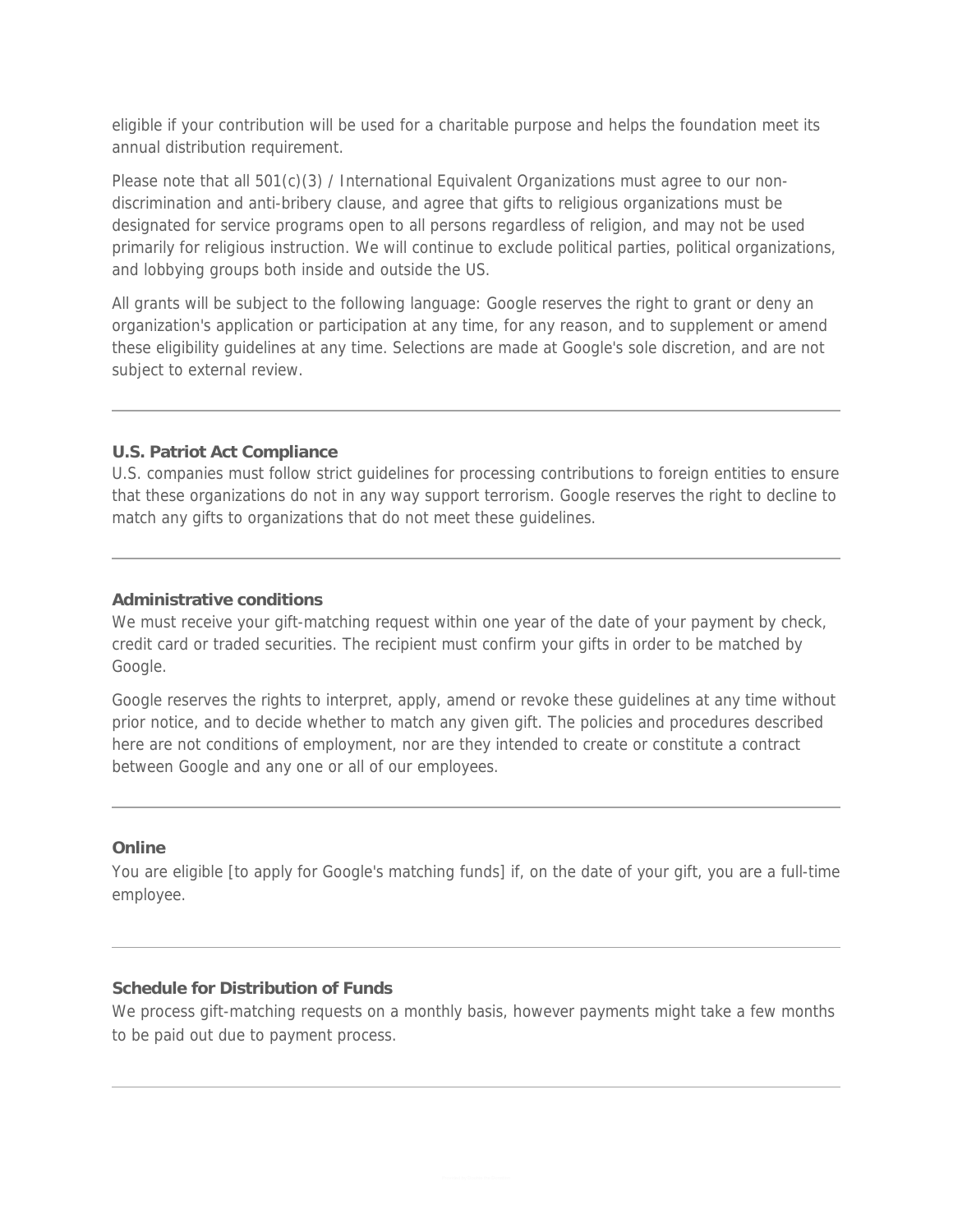eligible if your contribution will be used for a charitable purpose and helps the foundation meet its annual distribution requirement.

Please note that all 501(c)(3) / International Equivalent Organizations must agree to our non-discrimination and anti-bribery clause, and agree that gifts to religious organizations must be designated for service programs open to all persons regardless of religion, and may not be used primarily for religious instruction. We will continue to exclude political parties, political organizations, and lobbying groups both inside and outside the US.

All grants will be subject to the following language: Google reserves the right to grant or deny an organization's application or participation at any time, for any reason, and to supplement or amend these eligibility guidelines at any time. Selections are made at Google's sole discretion, and are not subject to external review.

---

**U.S. Patriot Act Compliance**

U.S. companies must follow strict guidelines for processing contributions to foreign entities to ensure that these organizations do not in any way support terrorism. Google reserves the right to decline to match any gifts to organizations that do not meet these guidelines.

---

**Administrative conditions**

We must receive your gift-matching request within one year of the date of your payment by check, credit card or traded securities. The recipient must confirm your gifts in order to be matched by Google.

Google reserves the rights to interpret, apply, amend or revoke these guidelines at any time without prior notice, and to decide whether to match any given gift. The policies and procedures described here are not conditions of employment, nor are they intended to create or constitute a contract between Google and any one or all of our employees.

---

**Online**

You are eligible [to apply for Google's matching funds] if, on the date of your gift, you are a full-time employee.

---

**Schedule for Distribution of Funds**

We process gift-matching requests on a monthly basis, however payments might take a few months to be paid out due to payment process.

---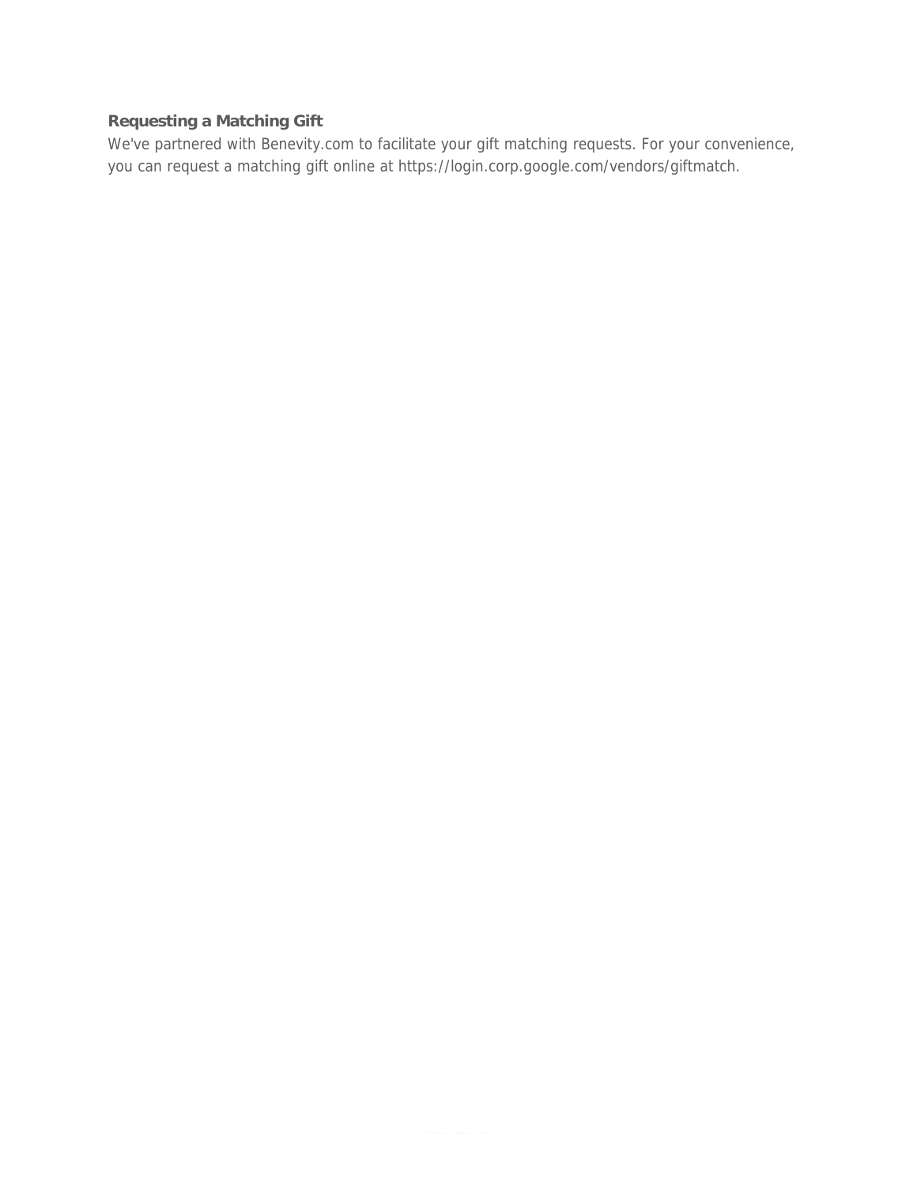**Requesting a Matching Gift**

We've partnered with Benevity.com to facilitate your gift matching requests. For your convenience, you can request a matching gift online at https://login.corp.google.com/vendors/giftmatch.